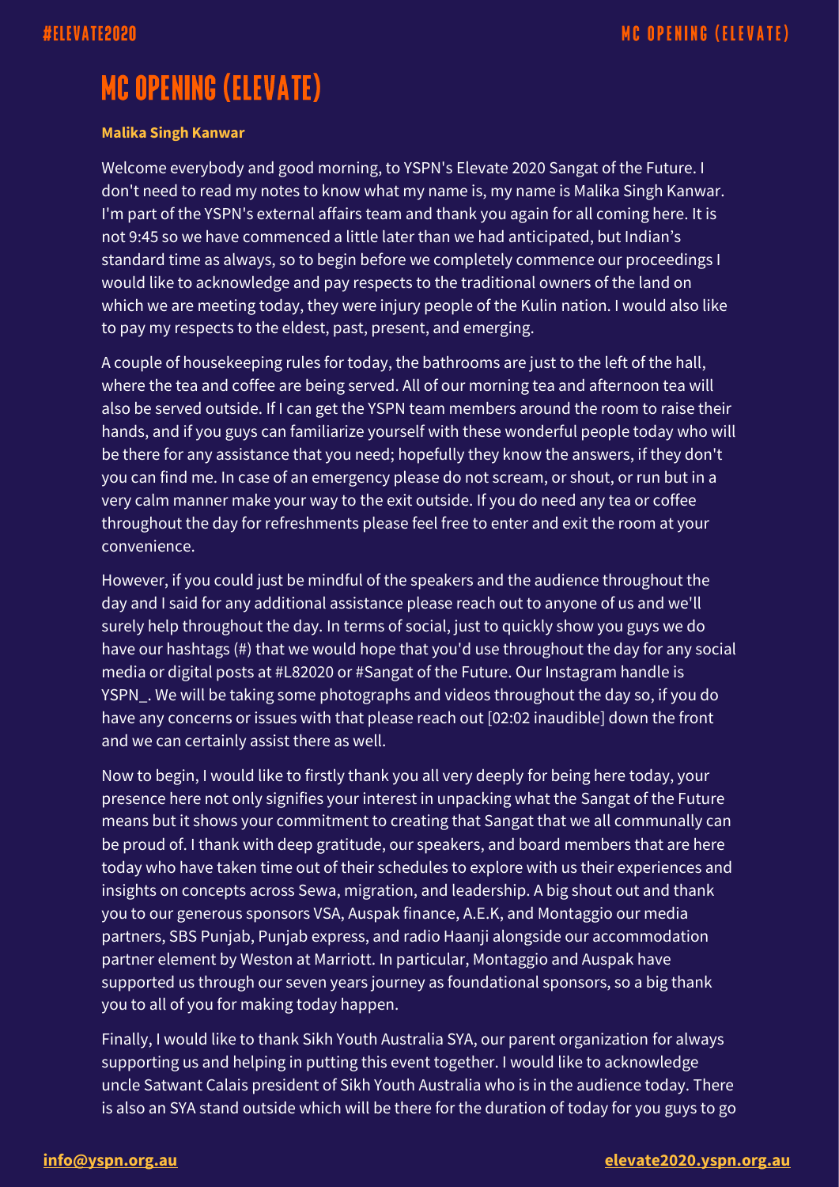# MC OPENING (ELEVATE)

**Malika Singh Kanwar**

Welcome everybody and good morning, to YSPN's Elevate 2020 Sangat of the Future. I don't need to read my notes to know what my name is, my name is Malika Singh Kanwar. I'm part of the YSPN's external affairs team and thank you again for all coming here. It is not 9:45 so we have commenced a little later than we had anticipated, but Indian's standard time as always, so to begin before we completely commence our proceedings I would like to acknowledge and pay respects to the traditional owners of the land on which we are meeting today, they were injury people of the Kulin nation. I would also like to pay my respects to the eldest, past, present, and emerging.

A couple of housekeeping rules for today, the bathrooms are just to the left of the hall, where the tea and coffee are being served. All of our morning tea and afternoon tea will also be served outside. If I can get the YSPN team members around the room to raise their hands, and if you guys can familiarize yourself with these wonderful people today who will be there for any assistance that you need; hopefully they know the answers, if they don't you can find me. In case of an emergency please do not scream, or shout, or run but in a very calm manner make your way to the exit outside. If you do need any tea or coffee throughout the day for refreshments please feel free to enter and exit the room at your convenience.

However, if you could just be mindful of the speakers and the audience throughout the day and I said for any additional assistance please reach out to anyone of us and we'll surely help throughout the day. In terms of social, just to quickly show you guys we do have our hashtags (#) that we would hope that you'd use throughout the day for any social media or digital posts at #L82020 or #Sangat of the Future. Our Instagram handle is YSPN_. We will be taking some photographs and videos throughout the day so, if you do have any concerns or issues with that please reach out [02:02 inaudible] down the front and we can certainly assist there as well.

Now to begin, I would like to firstly thank you all very deeply for being here today, your presence here not only signifies your interest in unpacking what the Sangat of the Future means but it shows your commitment to creating that Sangat that we all communally can be proud of. I thank with deep gratitude, our speakers, and board members that are here today who have taken time out of their schedules to explore with us their experiences and insights on concepts across Sewa, migration, and leadership. A big shout out and thank you to our generous sponsors VSA, Auspak finance, A.E.K, and Montaggio our media partners, SBS Punjab, Punjab express, and radio Haanji alongside our accommodation partner element by Weston at Marriott. In particular, Montaggio and Auspak have supported us through our seven years journey as foundational sponsors, so a big thank you to all of you for making today happen.

Finally, I would like to thank Sikh Youth Australia SYA, our parent organization for always supporting us and helping in putting this event together. I would like to acknowledge uncle Satwant Calais president of Sikh Youth Australia who is in the audience today. There is also an SYA stand outside which will be there for the duration of today for you guys to go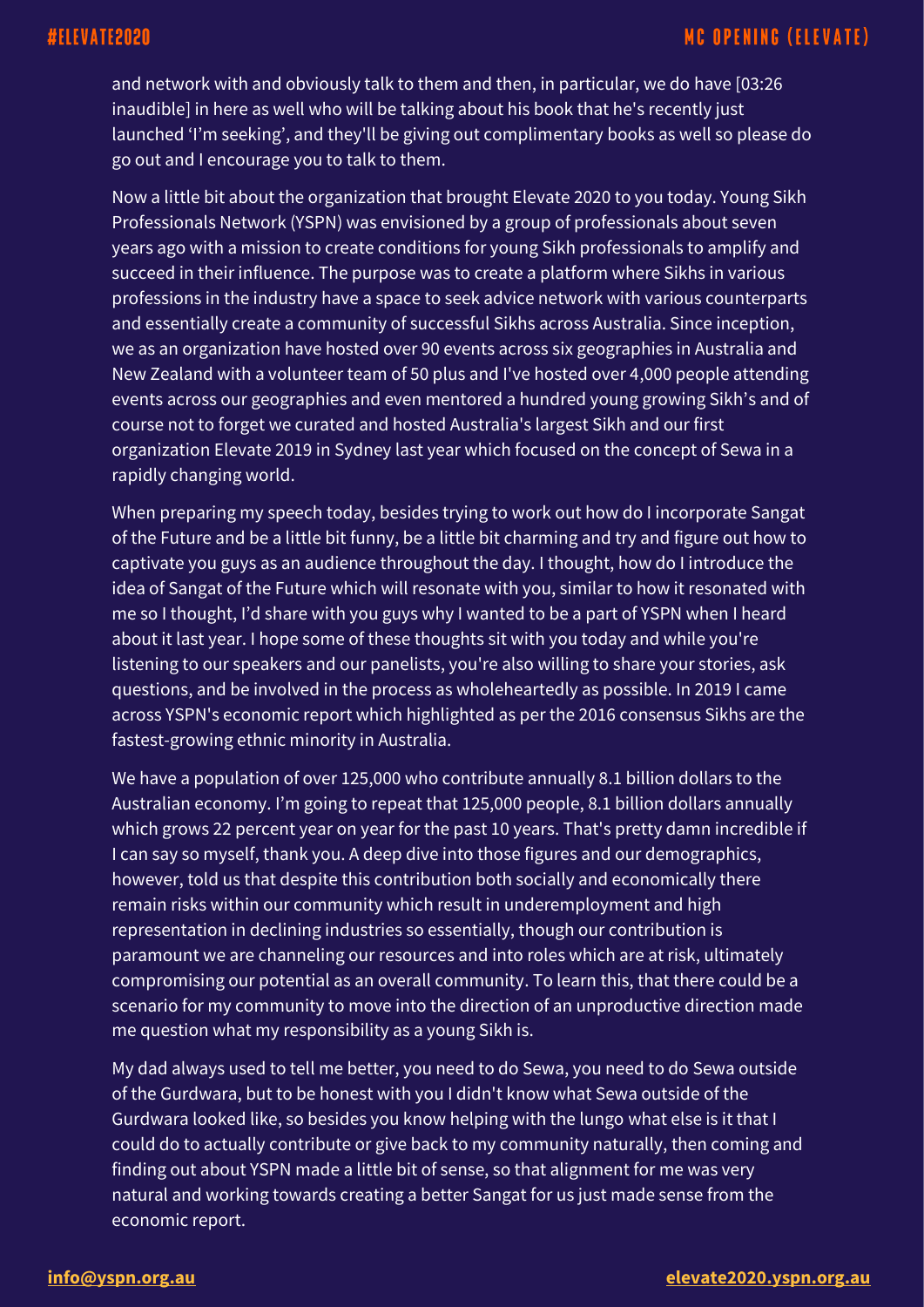and network with and obviously talk to them and then, in particular, we do have [03:26 inaudible] in here as well who will be talking about his book that he's recently just launched 'I'm seeking', and they'll be giving out complimentary books as well so please do go out and I encourage you to talk to them.

Now a little bit about the organization that brought Elevate 2020 to you today. Young Sikh Professionals Network (YSPN) was envisioned by a group of professionals about seven years ago with a mission to create conditions for young Sikh professionals to amplify and succeed in their influence. The purpose was to create a platform where Sikhs in various professions in the industry have a space to seek advice network with various counterparts and essentially create a community of successful Sikhs across Australia. Since inception, we as an organization have hosted over 90 events across six geographies in Australia and New Zealand with a volunteer team of 50 plus and I've hosted over 4,000 people attending events across our geographies and even mentored a hundred young growing Sikh's and of course not to forget we curated and hosted Australia's largest Sikh and our first organization Elevate 2019 in Sydney last year which focused on the concept of Sewa in a rapidly changing world.

When preparing my speech today, besides trying to work out how do I incorporate Sangat of the Future and be a little bit funny, be a little bit charming and try and figure out how to captivate you guys as an audience throughout the day. I thought, how do I introduce the idea of Sangat of the Future which will resonate with you, similar to how it resonated with me so I thought, I'd share with you guys why I wanted to be a part of YSPN when I heard about it last year. I hope some of these thoughts sit with you today and while you're listening to our speakers and our panelists, you're also willing to share your stories, ask questions, and be involved in the process as wholeheartedly as possible. In 2019 I came across YSPN's economic report which highlighted as per the 2016 consensus Sikhs are the fastest-growing ethnic minority in Australia.

We have a population of over 125,000 who contribute annually 8.1 billion dollars to the Australian economy. I'm going to repeat that 125,000 people, 8.1 billion dollars annually which grows 22 percent year on year for the past 10 years. That's pretty damn incredible if I can say so myself, thank you. A deep dive into those figures and our demographics, however, told us that despite this contribution both socially and economically there remain risks within our community which result in underemployment and high representation in declining industries so essentially, though our contribution is paramount we are channeling our resources and into roles which are at risk, ultimately compromising our potential as an overall community. To learn this, that there could be a scenario for my community to move into the direction of an unproductive direction made me question what my responsibility as a young Sikh is.

My dad always used to tell me better, you need to do Sewa, you need to do Sewa outside of the Gurdwara, but to be honest with you I didn't know what Sewa outside of the Gurdwara looked like, so besides you know helping with the lungo what else is it that I could do to actually contribute or give back to my community naturally, then coming and finding out about YSPN made a little bit of sense, so that alignment for me was very natural and working towards creating a better Sangat for us just made sense from the economic report.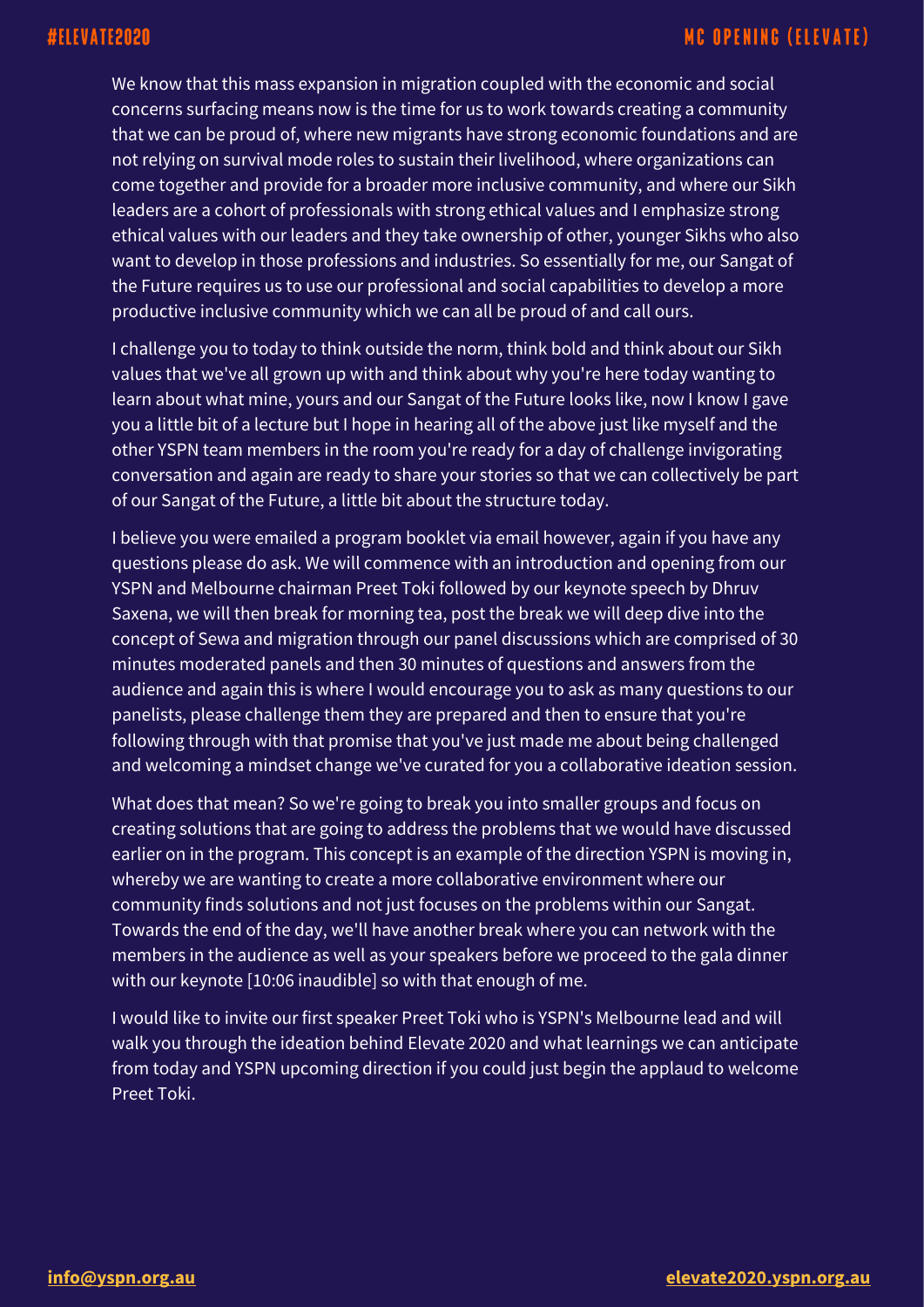We know that this mass expansion in migration coupled with the economic and social concerns surfacing means now is the time for us to work towards creating a community that we can be proud of, where new migrants have strong economic foundations and are not relying on survival mode roles to sustain their livelihood, where organizations can come together and provide for a broader more inclusive community, and where our Sikh leaders are a cohort of professionals with strong ethical values and I emphasize strong ethical values with our leaders and they take ownership of other, younger Sikhs who also want to develop in those professions and industries. So essentially for me, our Sangat of the Future requires us to use our professional and social capabilities to develop a more productive inclusive community which we can all be proud of and call ours.

I challenge you to today to think outside the norm, think bold and think about our Sikh values that we've all grown up with and think about why you're here today wanting to learn about what mine, yours and our Sangat of the Future looks like, now I know I gave you a little bit of a lecture but I hope in hearing all of the above just like myself and the other YSPN team members in the room you're ready for a day of challenge invigorating conversation and again are ready to share your stories so that we can collectively be part of our Sangat of the Future, a little bit about the structure today.

I believe you were emailed a program booklet via email however, again if you have any questions please do ask. We will commence with an introduction and opening from our YSPN and Melbourne chairman Preet Toki followed by our keynote speech by Dhruv Saxena, we will then break for morning tea, post the break we will deep dive into the concept of Sewa and migration through our panel discussions which are comprised of 30 minutes moderated panels and then 30 minutes of questions and answers from the audience and again this is where I would encourage you to ask as many questions to our panelists, please challenge them they are prepared and then to ensure that you're following through with that promise that you've just made me about being challenged and welcoming a mindset change we've curated for you a collaborative ideation session.

What does that mean? So we're going to break you into smaller groups and focus on creating solutions that are going to address the problems that we would have discussed earlier on in the program. This concept is an example of the direction YSPN is moving in, whereby we are wanting to create a more collaborative environment where our community finds solutions and not just focuses on the problems within our Sangat. Towards the end of the day, we'll have another break where you can network with the members in the audience as well as your speakers before we proceed to the gala dinner with our keynote [10:06 inaudible] so with that enough of me.

I would like to invite our first speaker Preet Toki who is YSPN's Melbourne lead and will walk you through the ideation behind Elevate 2020 and what learnings we can anticipate from today and YSPN upcoming direction if you could just begin the applaud to welcome Preet Toki.